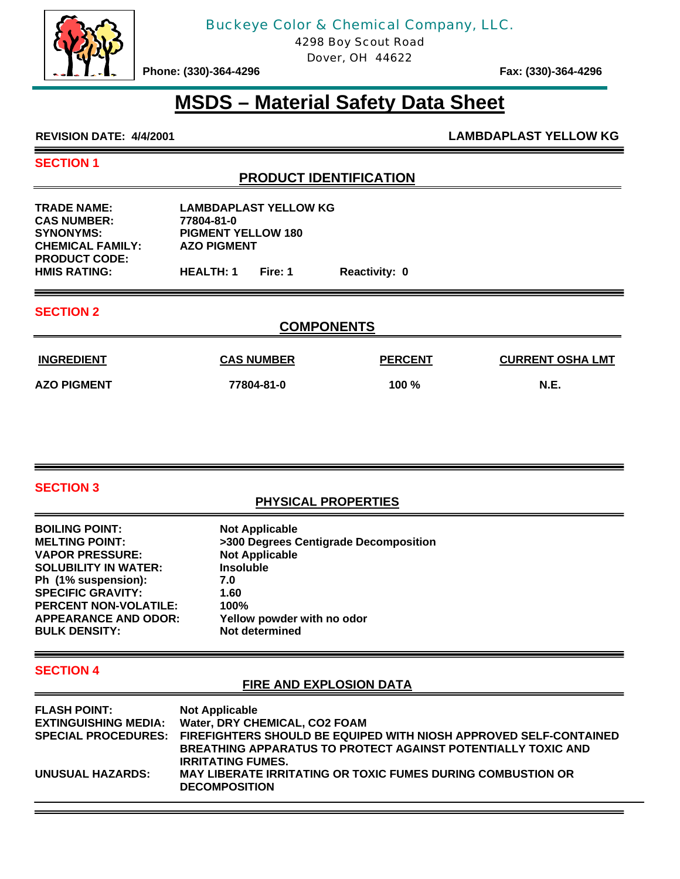Buckeye Color & Chemical Company, LLC.
4298 Boy Scout Road
Dover, OH 44622

**Phone: (330)-364-4296** **Fax: (330)-364-4296**

# MSDS – Material Safety Data Sheet

**REVISION DATE: 4/4/2001** **LAMBDAPLAST YELLOW KG**

## SECTION 1

### PRODUCT IDENTIFICATION

| | |
|---|---|
| **TRADE NAME:** | **LAMBDAPLAST YELLOW KG** |
| **CAS NUMBER:** | **77804-81-0** |
| **SYNONYMS:** | **PIGMENT YELLOW 180** |
| **CHEMICAL FAMILY:** | **AZO PIGMENT** |
| **PRODUCT CODE:** | |
| **HMIS RATING:** | **HEALTH: 1 Fire: 1 Reactivity: 0** |

## SECTION 2

### COMPONENTS

| INGREDIENT | CAS NUMBER | PERCENT | CURRENT OSHA LMT |
|---|---|---|---|
| AZO PIGMENT | 77804-81-0 | 100 % | N.E. |

## SECTION 3

### PHYSICAL PROPERTIES

| | |
|---|---|
| **BOILING POINT:** | **Not Applicable** |
| **MELTING POINT:** | **>300 Degrees Centigrade Decomposition** |
| **VAPOR PRESSURE:** | **Not Applicable** |
| **SOLUBILITY IN WATER:** | **Insoluble** |
| **Ph (1% suspension):** | **7.0** |
| **SPECIFIC GRAVITY:** | **1.60** |
| **PERCENT NON-VOLATILE:** | **100%** |
| **APPEARANCE AND ODOR:** | **Yellow powder with no odor** |
| **BULK DENSITY:** | **Not determined** |

## SECTION 4

### FIRE AND EXPLOSION DATA

| | |
|---|---|
| **FLASH POINT:** | **Not Applicable** |
| **EXTINGUISHING MEDIA:** | **Water, DRY CHEMICAL, $CO_2$ FOAM** |
| **SPECIAL PROCEDURES:** | **FIREFIGHTERS SHOULD BE EQUIPED WITH NIOSH APPROVED SELF-CONTAINED BREATHING APPARATUS TO PROTECT AGAINST POTENTIALLY TOXIC AND IRRITATING FUMES.** |
| **UNUSUAL HAZARDS:** | **MAY LIBERATE IRRITATING OR TOXIC FUMES DURING COMBUSTION OR DECOMPOSITION** |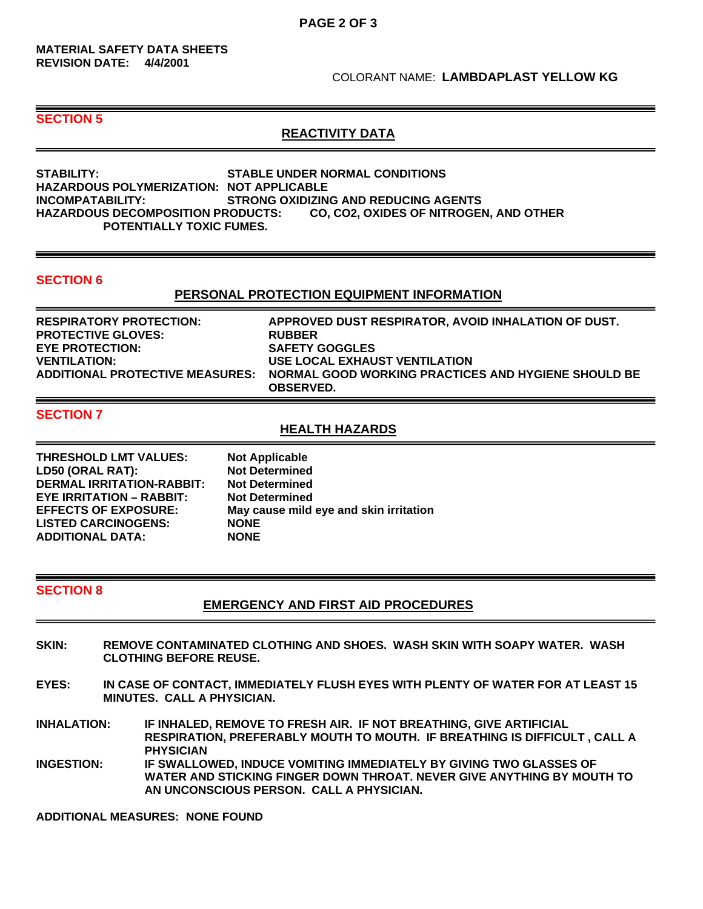**MATERIAL SAFETY DATA SHEETS**
**REVISION DATE: 4/4/2001**

COLORANT NAME: **LAMBDAPLAST YELLOW KG**

## SECTION 5

### REACTIVITY DATA

**STABILITY:** STABLE UNDER NORMAL CONDITIONS
**HAZARDOUS POLYMERIZATION:** NOT APPLICABLE
**INCOMPATABILITY:** STRONG OXIDIZING AND REDUCING AGENTS
**HAZARDOUS DECOMPOSITION PRODUCTS:** CO, $CO_2$, OXIDES OF NITROGEN, AND OTHER POTENTIALLY TOXIC FUMES.

## SECTION 6

### PERSONAL PROTECTION EQUIPMENT INFORMATION

| | |
|---|---|
| **RESPIRATORY PROTECTION:** | APPROVED DUST RESPIRATOR, AVOID INHALATION OF DUST. |
| **PROTECTIVE GLOVES:** | RUBBER |
| **EYE PROTECTION:** | SAFETY GOGGLES |
| **VENTILATION:** | USE LOCAL EXHAUST VENTILATION |
| **ADDITIONAL PROTECTIVE MEASURES:** | NORMAL GOOD WORKING PRACTICES AND HYGIENE SHOULD BE OBSERVED. |

## SECTION 7

### HEALTH HAZARDS

| | |
|---|---|
| **THRESHOLD LMT VALUES:** | Not Applicable |
| **LD50 (ORAL RAT):** | Not Determined |
| **DERMAL IRRITATION-RABBIT:** | Not Determined |
| **EYE IRRITATION – RABBIT:** | Not Determined |
| **EFFECTS OF EXPOSURE:** | May cause mild eye and skin irritation |
| **LISTED CARCINOGENS:** | NONE |
| **ADDITIONAL DATA:** | NONE |

## SECTION 8

### EMERGENCY AND FIRST AID PROCEDURES

**SKIN:** REMOVE CONTAMINATED CLOTHING AND SHOES. WASH SKIN WITH SOAPY WATER. WASH CLOTHING BEFORE REUSE.

**EYES:** IN CASE OF CONTACT, IMMEDIATELY FLUSH EYES WITH PLENTY OF WATER FOR AT LEAST 15 MINUTES. CALL A PHYSICIAN.

**INHALATION:** IF INHALED, REMOVE TO FRESH AIR. IF NOT BREATHING, GIVE ARTIFICIAL RESPIRATION, PREFERABLY MOUTH TO MOUTH. IF BREATHING IS DIFFICULT , CALL A PHYSICIAN

**INGESTION:** IF SWALLOWED, INDUCE VOMITING IMMEDIATELY BY GIVING TWO GLASSES OF WATER AND STICKING FINGER DOWN THROAT. NEVER GIVE ANYTHING BY MOUTH TO AN UNCONSCIOUS PERSON. CALL A PHYSICIAN.

**ADDITIONAL MEASURES:** NONE FOUND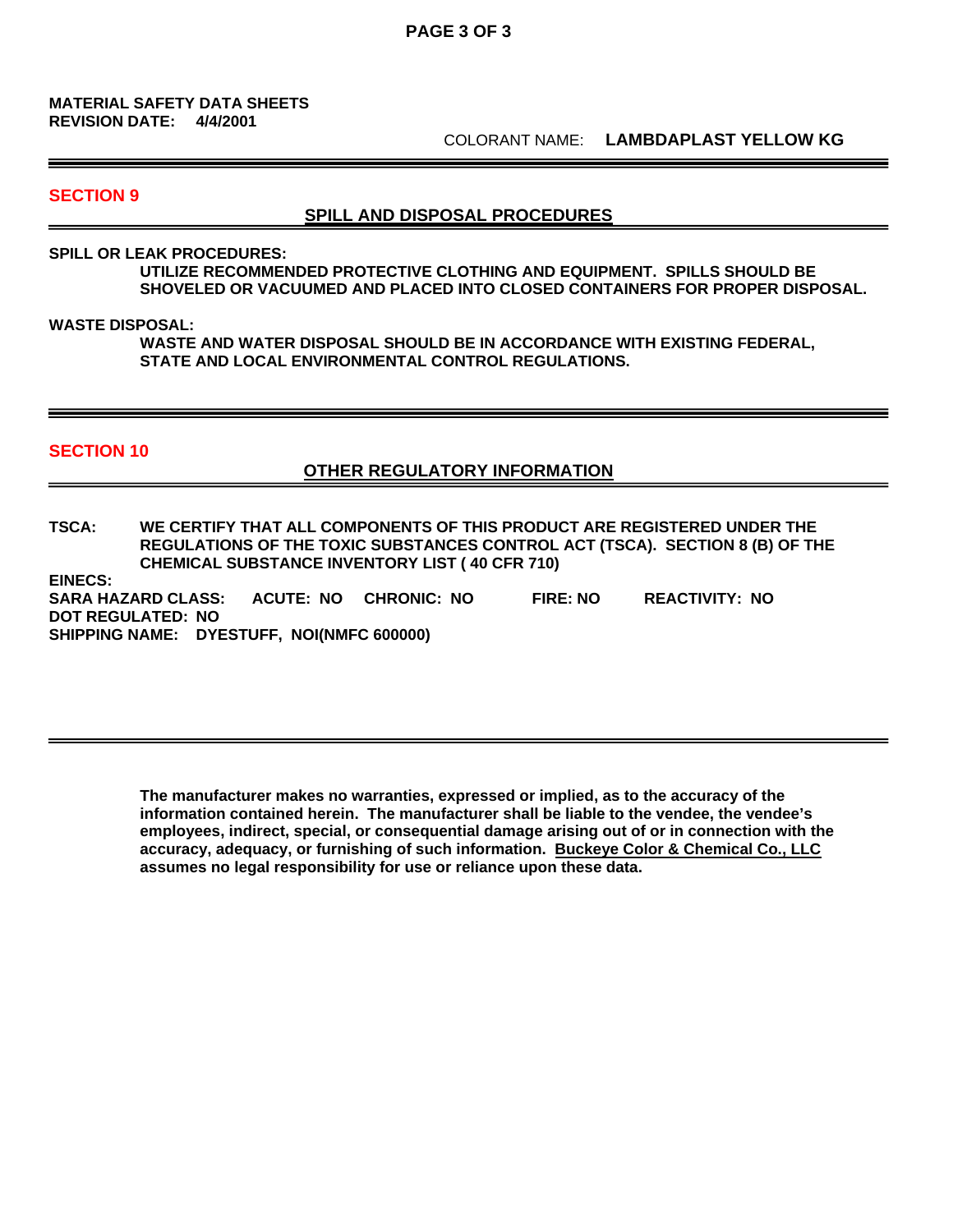**MATERIAL SAFETY DATA SHEETS**
**REVISION DATE: 4/4/2001**

COLORANT NAME: **LAMBDAPLAST YELLOW KG**

## SECTION 9

### SPILL AND DISPOSAL PROCEDURES

**SPILL OR LEAK PROCEDURES:**

**UTILIZE RECOMMENDED PROTECTIVE CLOTHING AND EQUIPMENT. SPILLS SHOULD BE SHOVELED OR VACUUMED AND PLACED INTO CLOSED CONTAINERS FOR PROPER DISPOSAL.**

**WASTE DISPOSAL:**

**WASTE AND WATER DISPOSAL SHOULD BE IN ACCORDANCE WITH EXISTING FEDERAL, STATE AND LOCAL ENVIRONMENTAL CONTROL REGULATIONS.**

## SECTION 10

### OTHER REGULATORY INFORMATION

**TSCA:** **WE CERTIFY THAT ALL COMPONENTS OF THIS PRODUCT ARE REGISTERED UNDER THE REGULATIONS OF THE TOXIC SUBSTANCES CONTROL ACT (TSCA). SECTION 8 (B) OF THE CHEMICAL SUBSTANCE INVENTORY LIST ( 40 CFR 710)**

**EINECS:**

**SARA HAZARD CLASS:** **ACUTE: NO** **CHRONIC: NO** **FIRE: NO** **REACTIVITY: NO**

**DOT REGULATED: NO**

**SHIPPING NAME: DYESTUFF, NOI(NMFC 600000)**

**The manufacturer makes no warranties, expressed or implied, as to the accuracy of the information contained herein. The manufacturer shall be liable to the vendee, the vendee's employees, indirect, special, or consequential damage arising out of or in connection with the accuracy, adequacy, or furnishing of such information. Buckeye Color & Chemical Co., LLC assumes no legal responsibility for use or reliance upon these data.**